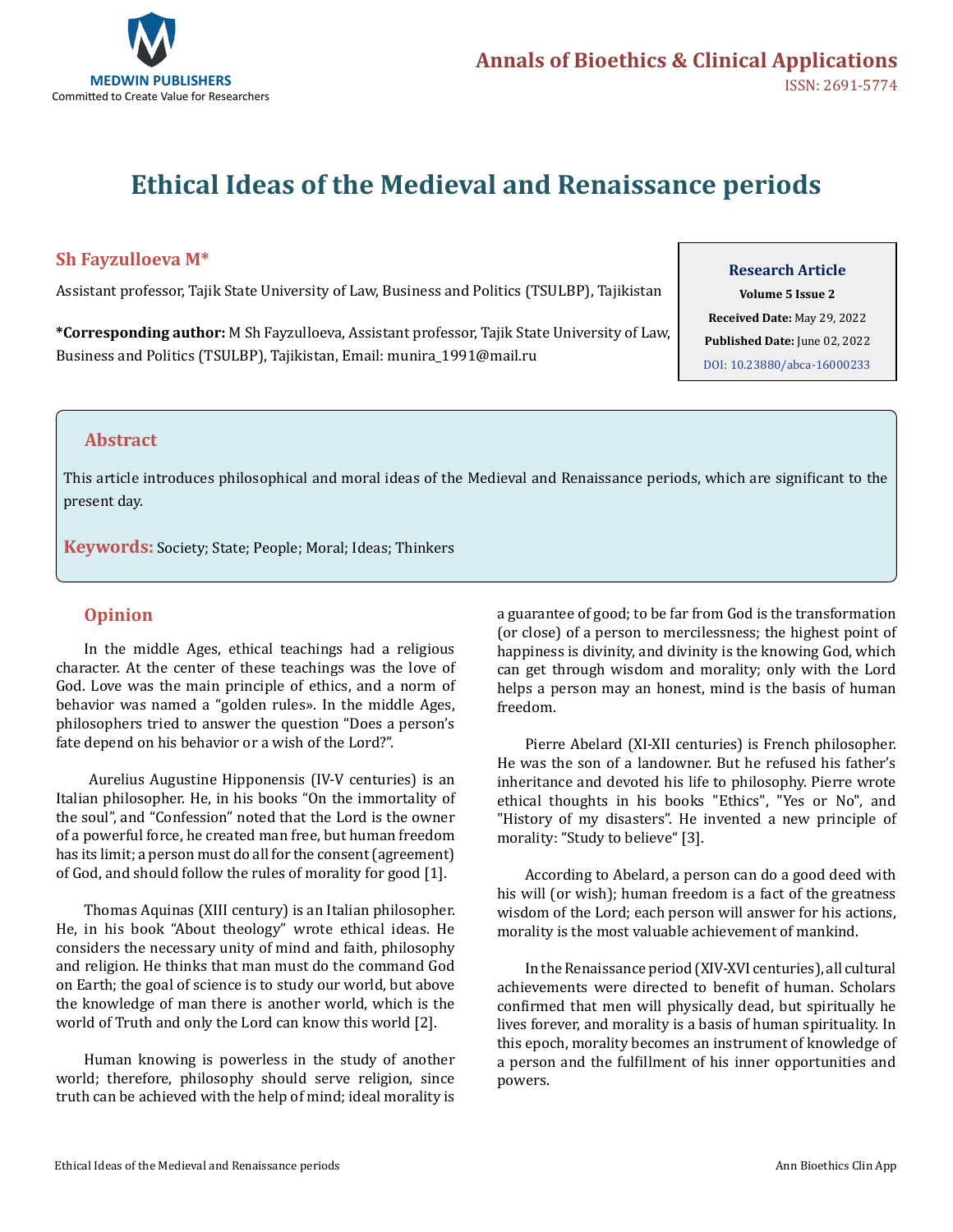# Ethical Ideas of the Medieval and Renaissance periods

**Sh Fayzulloeva M***

Assistant professor, Tajik State University of Law, Business and Politics (TSULBP), Tajikistan

**\*Corresponding author:** M Sh Fayzulloeva, Assistant professor, Tajik State University of Law, Business and Politics (TSULBP), Tajikistan, Email: munira_1991@mail.ru

**Research Article**
**Volume 5 Issue 2**
**Received Date:** May 29, 2022
**Published Date:** June 02, 2022
DOI: 10.23880/abca-16000233

## Abstract

This article introduces philosophical and moral ideas of the Medieval and Renaissance periods, which are significant to the present day.

**Keywords:** Society; State; People; Moral; Ideas; Thinkers

## Opinion

In the middle Ages, ethical teachings had a religious character. At the center of these teachings was the love of God. Love was the main principle of ethics, and a norm of behavior was named a "golden rules». In the middle Ages, philosophers tried to answer the question "Does a person's fate depend on his behavior or a wish of the Lord?".

Aurelius Augustine Hipponensis (IV-V centuries) is an Italian philosopher. He, in his books "On the immortality of the soul", and "Confession" noted that the Lord is the owner of a powerful force, he created man free, but human freedom has its limit; a person must do all for the consent (agreement) of God, and should follow the rules of morality for good [1].

Thomas Aquinas (XIII century) is an Italian philosopher. He, in his book "About theology" wrote ethical ideas. He considers the necessary unity of mind and faith, philosophy and religion. He thinks that man must do the command God on Earth; the goal of science is to study our world, but above the knowledge of man there is another world, which is the world of Truth and only the Lord can know this world [2].

Human knowing is powerless in the study of another world; therefore, philosophy should serve religion, since truth can be achieved with the help of mind; ideal morality is a guarantee of good; to be far from God is the transformation (or close) of a person to mercilessness; the highest point of happiness is divinity, and divinity is the knowing God, which can get through wisdom and morality; only with the Lord helps a person may an honest, mind is the basis of human freedom.

Pierre Abelard (XI-XII centuries) is French philosopher. He was the son of a landowner. But he refused his father's inheritance and devoted his life to philosophy. Pierre wrote ethical thoughts in his books "Ethics", "Yes or No", and "History of my disasters". He invented a new principle of morality: "Study to believe" [3].

According to Abelard, a person can do a good deed with his will (or wish); human freedom is a fact of the greatness wisdom of the Lord; each person will answer for his actions, morality is the most valuable achievement of mankind.

In the Renaissance period (XIV-XVI centuries), all cultural achievements were directed to benefit of human. Scholars confirmed that men will physically dead, but spiritually he lives forever, and morality is a basis of human spirituality. In this epoch, morality becomes an instrument of knowledge of a person and the fulfillment of his inner opportunities and powers.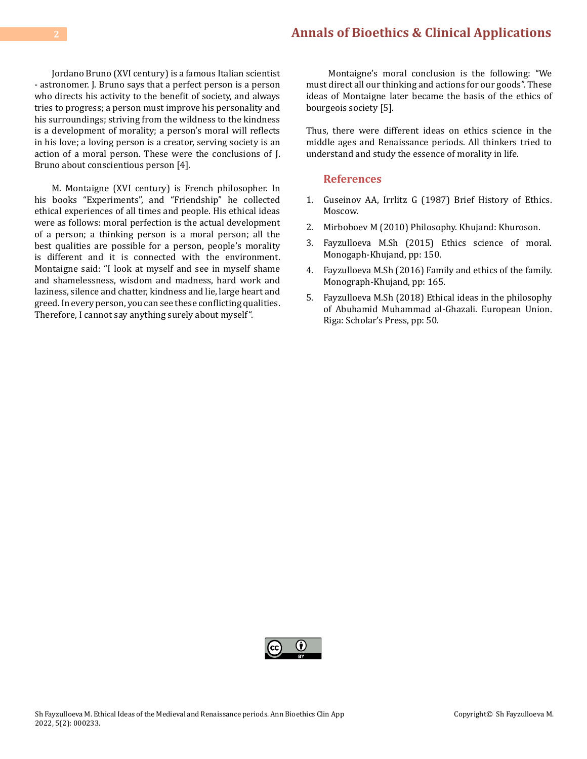Jordano Bruno (XVI century) is a famous Italian scientist - astronomer. J. Bruno says that a perfect person is a person who directs his activity to the benefit of society, and always tries to progress; a person must improve his personality and his surroundings; striving from the wildness to the kindness is a development of morality; a person's moral will reflects in his love; a loving person is a creator, serving society is an action of a moral person. These were the conclusions of J. Bruno about conscientious person [4].

M. Montaigne (XVI century) is French philosopher. In his books "Experiments", and "Friendship" he collected ethical experiences of all times and people. His ethical ideas were as follows: moral perfection is the actual development of a person; a thinking person is a moral person; all the best qualities are possible for a person, people's morality is different and it is connected with the environment. Montaigne said: "I look at myself and see in myself shame and shamelessness, wisdom and madness, hard work and laziness, silence and chatter, kindness and lie, large heart and greed. In every person, you can see these conflicting qualities. Therefore, I cannot say anything surely about myself".

Montaigne's moral conclusion is the following: "We must direct all our thinking and actions for our goods". These ideas of Montaigne later became the basis of the ethics of bourgeois society [5].

Thus, there were different ideas on ethics science in the middle ages and Renaissance periods. All thinkers tried to understand and study the essence of morality in life.

## References

1. Guseinov AA, Irrlitz G (1987) Brief History of Ethics. Moscow.
2. Mirboboev M (2010) Philosophy. Khujand: Khuroson.
3. Fayzulloeva M.Sh (2015) Ethics science of moral. Monogaph-Khujand, pp: 150.
4. Fayzulloeva M.Sh (2016) Family and ethics of the family. Monograph-Khujand, pp: 165.
5. Fayzulloeva M.Sh (2018) Ethical ideas in the philosophy of Abuhamid Muhammad al-Ghazali. European Union. Riga: Scholar's Press, pp: 50.